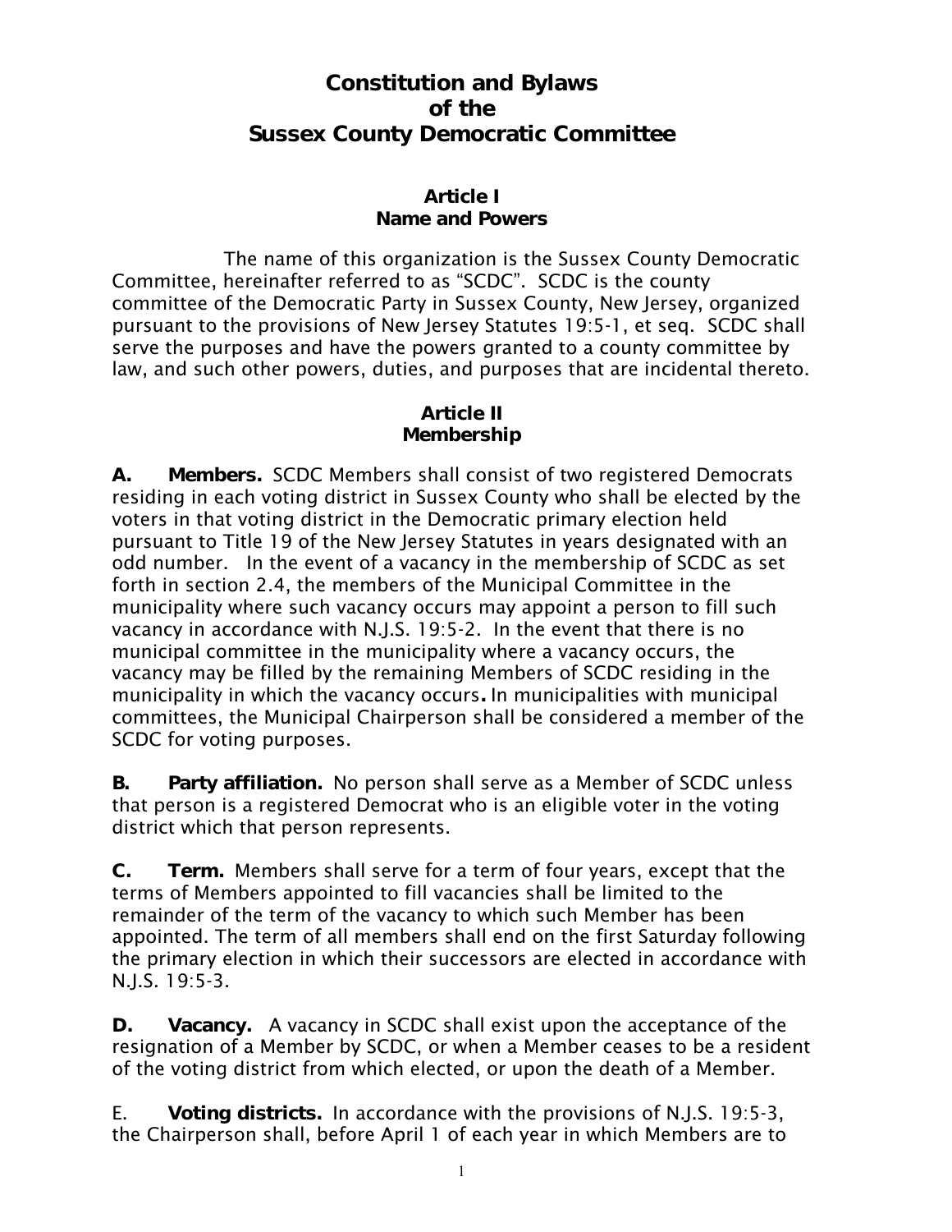# Constitution and Bylaws of the Sussex County Democratic Committee

## Article I
## Name and Powers

The name of this organization is the Sussex County Democratic Committee, hereinafter referred to as "SCDC". SCDC is the county committee of the Democratic Party in Sussex County, New Jersey, organized pursuant to the provisions of New Jersey Statutes 19:5-1, et seq. SCDC shall serve the purposes and have the powers granted to a county committee by law, and such other powers, duties, and purposes that are incidental thereto.

## Article II
## Membership

**A. Members.** SCDC Members shall consist of two registered Democrats residing in each voting district in Sussex County who shall be elected by the voters in that voting district in the Democratic primary election held pursuant to Title 19 of the New Jersey Statutes in years designated with an odd number. In the event of a vacancy in the membership of SCDC as set forth in section 2.4, the members of the Municipal Committee in the municipality where such vacancy occurs may appoint a person to fill such vacancy in accordance with N.J.S. 19:5-2. In the event that there is no municipal committee in the municipality where a vacancy occurs, the vacancy may be filled by the remaining Members of SCDC residing in the municipality in which the vacancy occurs**.** In municipalities with municipal committees, the Municipal Chairperson shall be considered a member of the SCDC for voting purposes.

**B. Party affiliation.** No person shall serve as a Member of SCDC unless that person is a registered Democrat who is an eligible voter in the voting district which that person represents.

**C. Term.** Members shall serve for a term of four years, except that the terms of Members appointed to fill vacancies shall be limited to the remainder of the term of the vacancy to which such Member has been appointed. The term of all members shall end on the first Saturday following the primary election in which their successors are elected in accordance with N.J.S. 19:5-3.

**D. Vacancy.** A vacancy in SCDC shall exist upon the acceptance of the resignation of a Member by SCDC, or when a Member ceases to be a resident of the voting district from which elected, or upon the death of a Member.

E. **Voting districts.** In accordance with the provisions of N.J.S. 19:5-3, the Chairperson shall, before April 1 of each year in which Members are to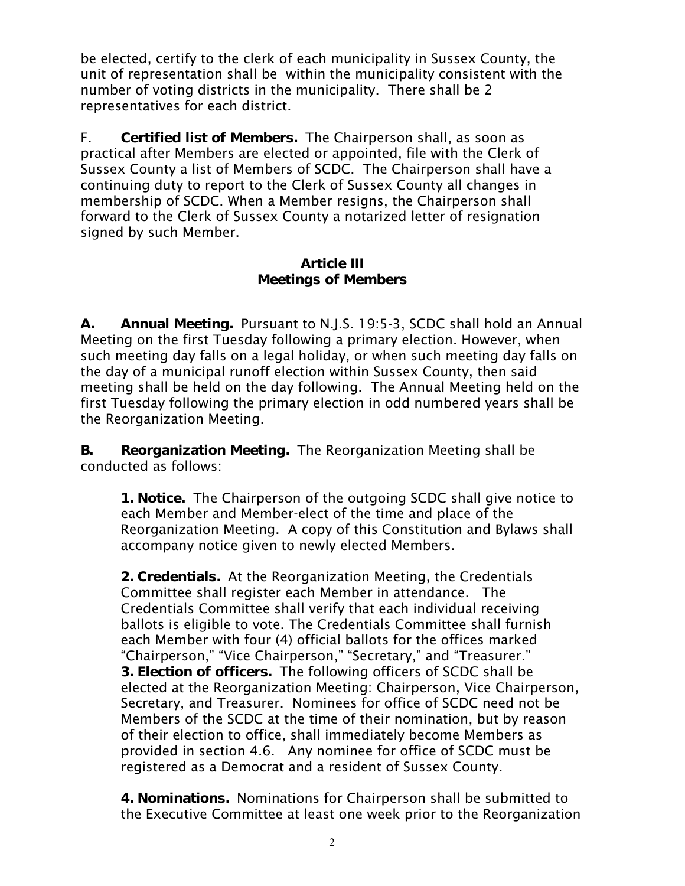be elected, certify to the clerk of each municipality in Sussex County, the unit of representation shall be within the municipality consistent with the number of voting districts in the municipality. There shall be 2 representatives for each district.

F. **Certified list of Members.** The Chairperson shall, as soon as practical after Members are elected or appointed, file with the Clerk of Sussex County a list of Members of SCDC. The Chairperson shall have a continuing duty to report to the Clerk of Sussex County all changes in membership of SCDC. When a Member resigns, the Chairperson shall forward to the Clerk of Sussex County a notarized letter of resignation signed by such Member.

## Article III
## Meetings of Members

**A. Annual Meeting.** Pursuant to N.J.S. 19:5-3, SCDC shall hold an Annual Meeting on the first Tuesday following a primary election. However, when such meeting day falls on a legal holiday, or when such meeting day falls on the day of a municipal runoff election within Sussex County, then said meeting shall be held on the day following. The Annual Meeting held on the first Tuesday following the primary election in odd numbered years shall be the Reorganization Meeting.

**B. Reorganization Meeting.** The Reorganization Meeting shall be conducted as follows:

**1. Notice.** The Chairperson of the outgoing SCDC shall give notice to each Member and Member-elect of the time and place of the Reorganization Meeting. A copy of this Constitution and Bylaws shall accompany notice given to newly elected Members.

**2. Credentials.** At the Reorganization Meeting, the Credentials Committee shall register each Member in attendance. The Credentials Committee shall verify that each individual receiving ballots is eligible to vote. The Credentials Committee shall furnish each Member with four (4) official ballots for the offices marked "Chairperson," "Vice Chairperson," "Secretary," and "Treasurer."

**3. Election of officers.** The following officers of SCDC shall be elected at the Reorganization Meeting: Chairperson, Vice Chairperson, Secretary, and Treasurer. Nominees for office of SCDC need not be Members of the SCDC at the time of their nomination, but by reason of their election to office, shall immediately become Members as provided in section 4.6. Any nominee for office of SCDC must be registered as a Democrat and a resident of Sussex County.

**4. Nominations.** Nominations for Chairperson shall be submitted to the Executive Committee at least one week prior to the Reorganization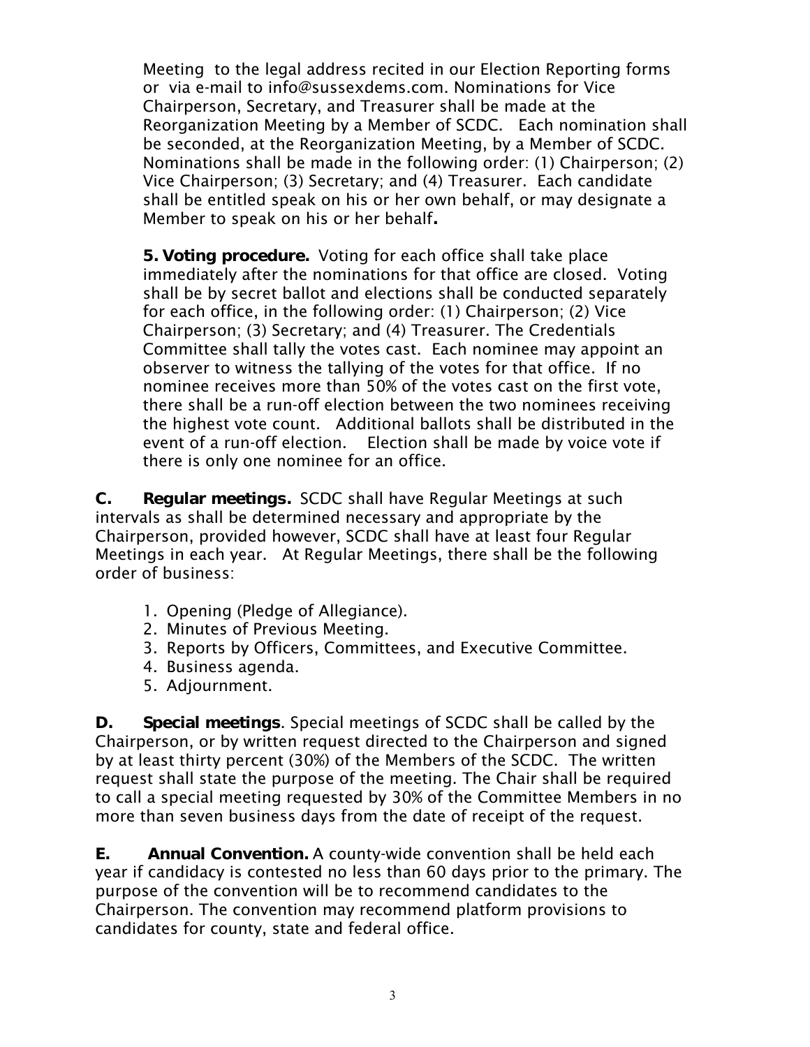Meeting to the legal address recited in our Election Reporting forms or via e-mail to info@sussexdems.com. Nominations for Vice Chairperson, Secretary, and Treasurer shall be made at the Reorganization Meeting by a Member of SCDC. Each nomination shall be seconded, at the Reorganization Meeting, by a Member of SCDC. Nominations shall be made in the following order: (1) Chairperson; (2) Vice Chairperson; (3) Secretary; and (4) Treasurer. Each candidate shall be entitled speak on his or her own behalf, or may designate a Member to speak on his or her behalf**.**

**5. Voting procedure.** Voting for each office shall take place immediately after the nominations for that office are closed. Voting shall be by secret ballot and elections shall be conducted separately for each office, in the following order: (1) Chairperson; (2) Vice Chairperson; (3) Secretary; and (4) Treasurer. The Credentials Committee shall tally the votes cast. Each nominee may appoint an observer to witness the tallying of the votes for that office. If no nominee receives more than 50% of the votes cast on the first vote, there shall be a run-off election between the two nominees receiving the highest vote count. Additional ballots shall be distributed in the event of a run-off election. Election shall be made by voice vote if there is only one nominee for an office.

**C. Regular meetings.** SCDC shall have Regular Meetings at such intervals as shall be determined necessary and appropriate by the Chairperson, provided however, SCDC shall have at least four Regular Meetings in each year. At Regular Meetings, there shall be the following order of business:

1. Opening (Pledge of Allegiance).
2. Minutes of Previous Meeting.
3. Reports by Officers, Committees, and Executive Committee.
4. Business agenda.
5. Adjournment.

**D. Special meetings**. Special meetings of SCDC shall be called by the Chairperson, or by written request directed to the Chairperson and signed by at least thirty percent (30%) of the Members of the SCDC. The written request shall state the purpose of the meeting. The Chair shall be required to call a special meeting requested by 30% of the Committee Members in no more than seven business days from the date of receipt of the request.

**E. Annual Convention.** A county-wide convention shall be held each year if candidacy is contested no less than 60 days prior to the primary. The purpose of the convention will be to recommend candidates to the Chairperson. The convention may recommend platform provisions to candidates for county, state and federal office.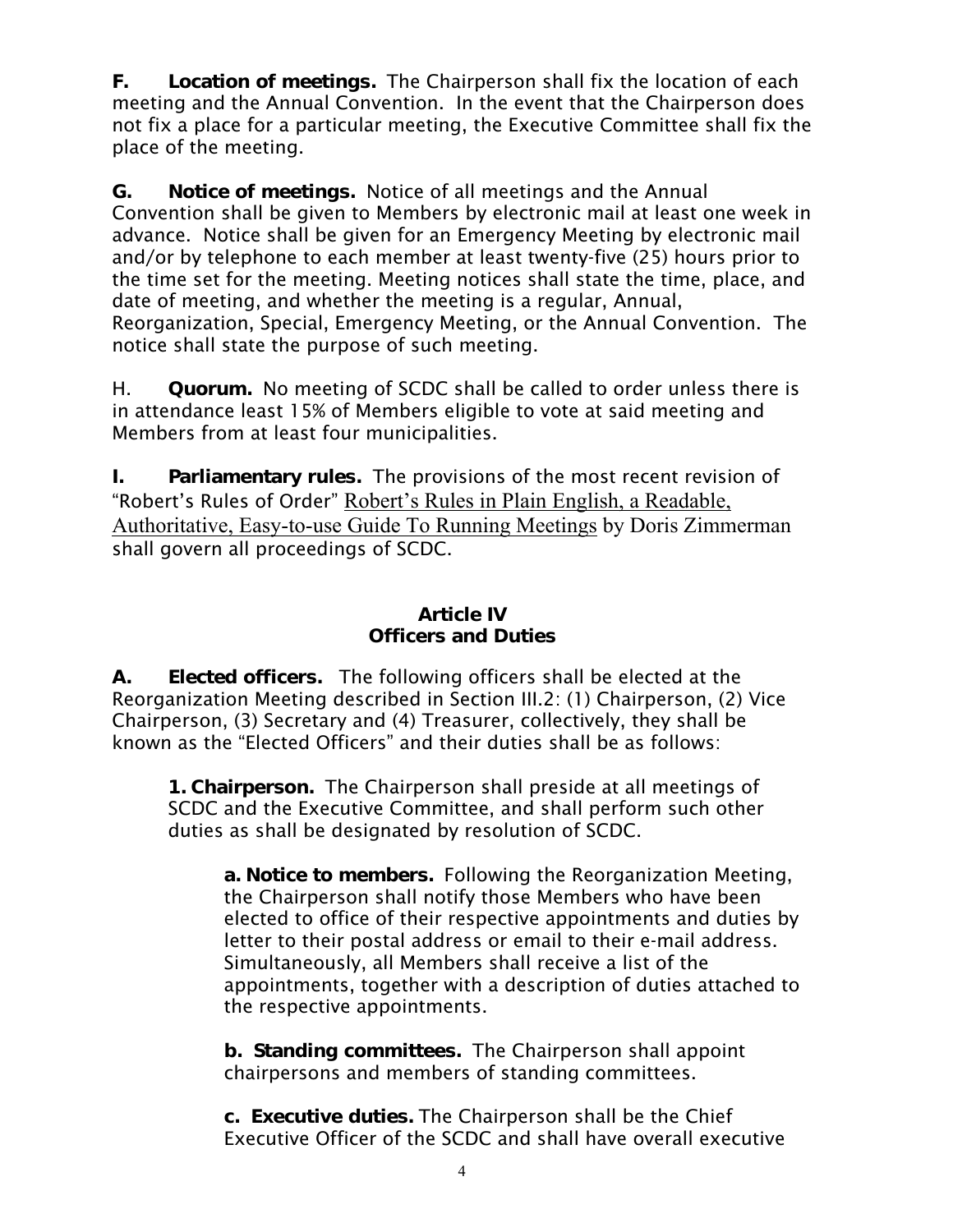**F. Location of meetings.** The Chairperson shall fix the location of each meeting and the Annual Convention. In the event that the Chairperson does not fix a place for a particular meeting, the Executive Committee shall fix the place of the meeting.

**G. Notice of meetings.** Notice of all meetings and the Annual Convention shall be given to Members by electronic mail at least one week in advance. Notice shall be given for an Emergency Meeting by electronic mail and/or by telephone to each member at least twenty-five (25) hours prior to the time set for the meeting. Meeting notices shall state the time, place, and date of meeting, and whether the meeting is a regular, Annual, Reorganization, Special, Emergency Meeting, or the Annual Convention. The notice shall state the purpose of such meeting.

H. **Quorum.** No meeting of SCDC shall be called to order unless there is in attendance least 15% of Members eligible to vote at said meeting and Members from at least four municipalities.

**I. Parliamentary rules.** The provisions of the most recent revision of "Robert's Rules of Order" Robert's Rules in Plain English, a Readable, Authoritative, Easy-to-use Guide To Running Meetings by Doris Zimmerman shall govern all proceedings of SCDC.

## Article IV
## Officers and Duties

**A. Elected officers.** The following officers shall be elected at the Reorganization Meeting described in Section III.2: (1) Chairperson, (2) Vice Chairperson, (3) Secretary and (4) Treasurer, collectively, they shall be known as the "Elected Officers" and their duties shall be as follows:

**1. Chairperson.** The Chairperson shall preside at all meetings of SCDC and the Executive Committee, and shall perform such other duties as shall be designated by resolution of SCDC.

**a. Notice to members.** Following the Reorganization Meeting, the Chairperson shall notify those Members who have been elected to office of their respective appointments and duties by letter to their postal address or email to their e-mail address. Simultaneously, all Members shall receive a list of the appointments, together with a description of duties attached to the respective appointments.

**b. Standing committees.** The Chairperson shall appoint chairpersons and members of standing committees.

**c. Executive duties.** The Chairperson shall be the Chief Executive Officer of the SCDC and shall have overall executive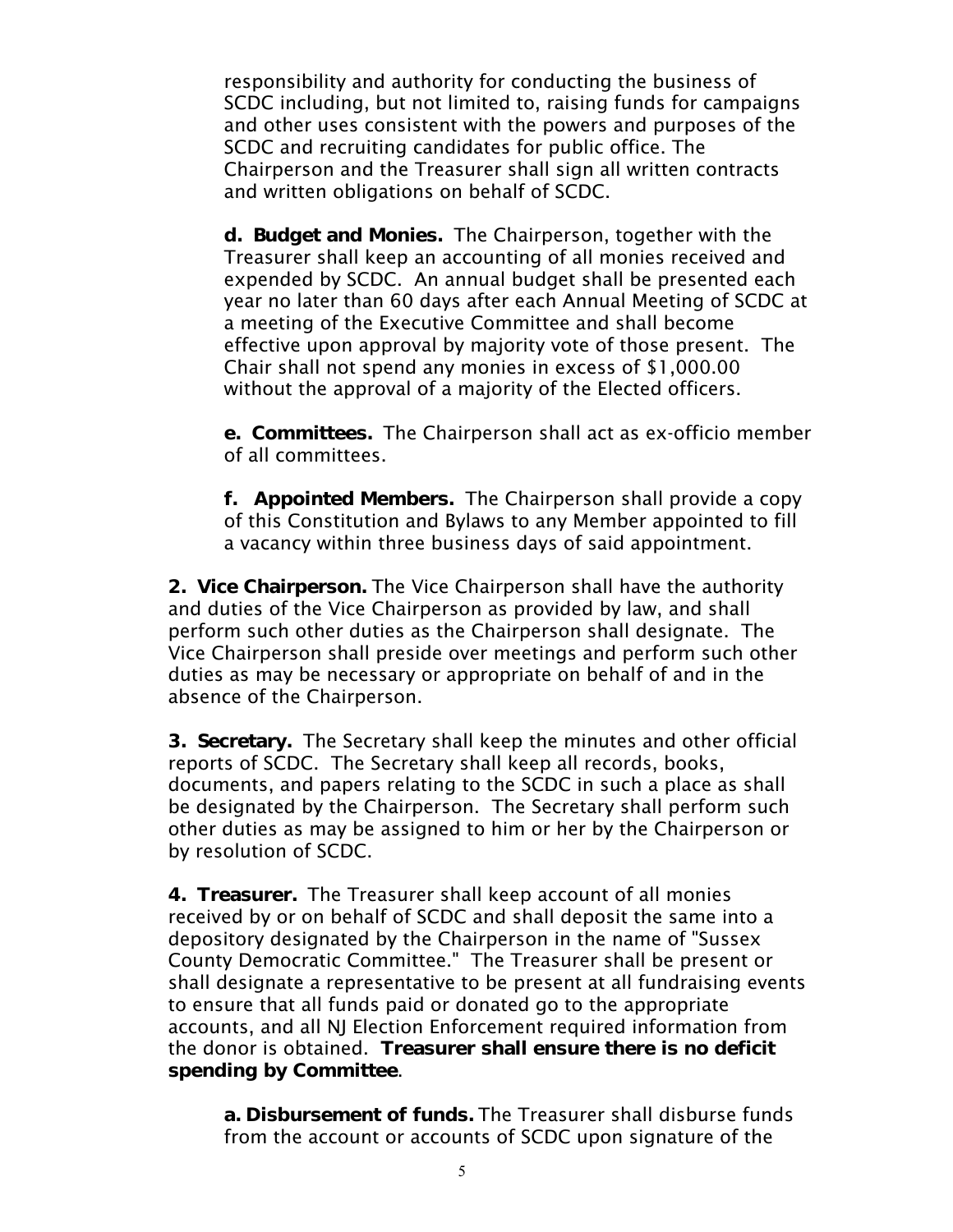responsibility and authority for conducting the business of SCDC including, but not limited to, raising funds for campaigns and other uses consistent with the powers and purposes of the SCDC and recruiting candidates for public office. The Chairperson and the Treasurer shall sign all written contracts and written obligations on behalf of SCDC.

**d. Budget and Monies.** The Chairperson, together with the Treasurer shall keep an accounting of all monies received and expended by SCDC. An annual budget shall be presented each year no later than 60 days after each Annual Meeting of SCDC at a meeting of the Executive Committee and shall become effective upon approval by majority vote of those present. The Chair shall not spend any monies in excess of $1,000.00 without the approval of a majority of the Elected officers.

**e. Committees.** The Chairperson shall act as ex-officio member of all committees.

**f. Appointed Members.** The Chairperson shall provide a copy of this Constitution and Bylaws to any Member appointed to fill a vacancy within three business days of said appointment.

**2. Vice Chairperson.** The Vice Chairperson shall have the authority and duties of the Vice Chairperson as provided by law, and shall perform such other duties as the Chairperson shall designate. The Vice Chairperson shall preside over meetings and perform such other duties as may be necessary or appropriate on behalf of and in the absence of the Chairperson.

**3. Secretary.** The Secretary shall keep the minutes and other official reports of SCDC. The Secretary shall keep all records, books, documents, and papers relating to the SCDC in such a place as shall be designated by the Chairperson. The Secretary shall perform such other duties as may be assigned to him or her by the Chairperson or by resolution of SCDC.

**4. Treasurer.** The Treasurer shall keep account of all monies received by or on behalf of SCDC and shall deposit the same into a depository designated by the Chairperson in the name of "Sussex County Democratic Committee." The Treasurer shall be present or shall designate a representative to be present at all fundraising events to ensure that all funds paid or donated go to the appropriate accounts, and all NJ Election Enforcement required information from the donor is obtained. **Treasurer shall ensure there is no deficit spending by Committee**.

**a. Disbursement of funds.** The Treasurer shall disburse funds from the account or accounts of SCDC upon signature of the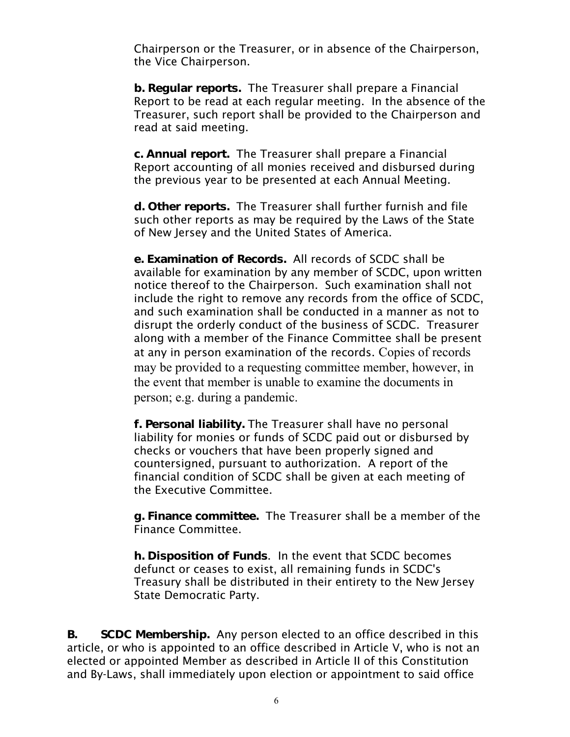Chairperson or the Treasurer, or in absence of the Chairperson, the Vice Chairperson.

**b. Regular reports.** The Treasurer shall prepare a Financial Report to be read at each regular meeting. In the absence of the Treasurer, such report shall be provided to the Chairperson and read at said meeting.

**c. Annual report.** The Treasurer shall prepare a Financial Report accounting of all monies received and disbursed during the previous year to be presented at each Annual Meeting.

**d. Other reports.** The Treasurer shall further furnish and file such other reports as may be required by the Laws of the State of New Jersey and the United States of America.

**e. Examination of Records.** All records of SCDC shall be available for examination by any member of SCDC, upon written notice thereof to the Chairperson. Such examination shall not include the right to remove any records from the office of SCDC, and such examination shall be conducted in a manner as not to disrupt the orderly conduct of the business of SCDC. Treasurer along with a member of the Finance Committee shall be present at any in person examination of the records. Copies of records may be provided to a requesting committee member, however, in the event that member is unable to examine the documents in person; e.g. during a pandemic.

**f. Personal liability.** The Treasurer shall have no personal liability for monies or funds of SCDC paid out or disbursed by checks or vouchers that have been properly signed and countersigned, pursuant to authorization. A report of the financial condition of SCDC shall be given at each meeting of the Executive Committee.

**g. Finance committee.** The Treasurer shall be a member of the Finance Committee.

**h. Disposition of Funds**. In the event that SCDC becomes defunct or ceases to exist, all remaining funds in SCDC's Treasury shall be distributed in their entirety to the New Jersey State Democratic Party.

**B. SCDC Membership.** Any person elected to an office described in this article, or who is appointed to an office described in Article V, who is not an elected or appointed Member as described in Article II of this Constitution and By-Laws, shall immediately upon election or appointment to said office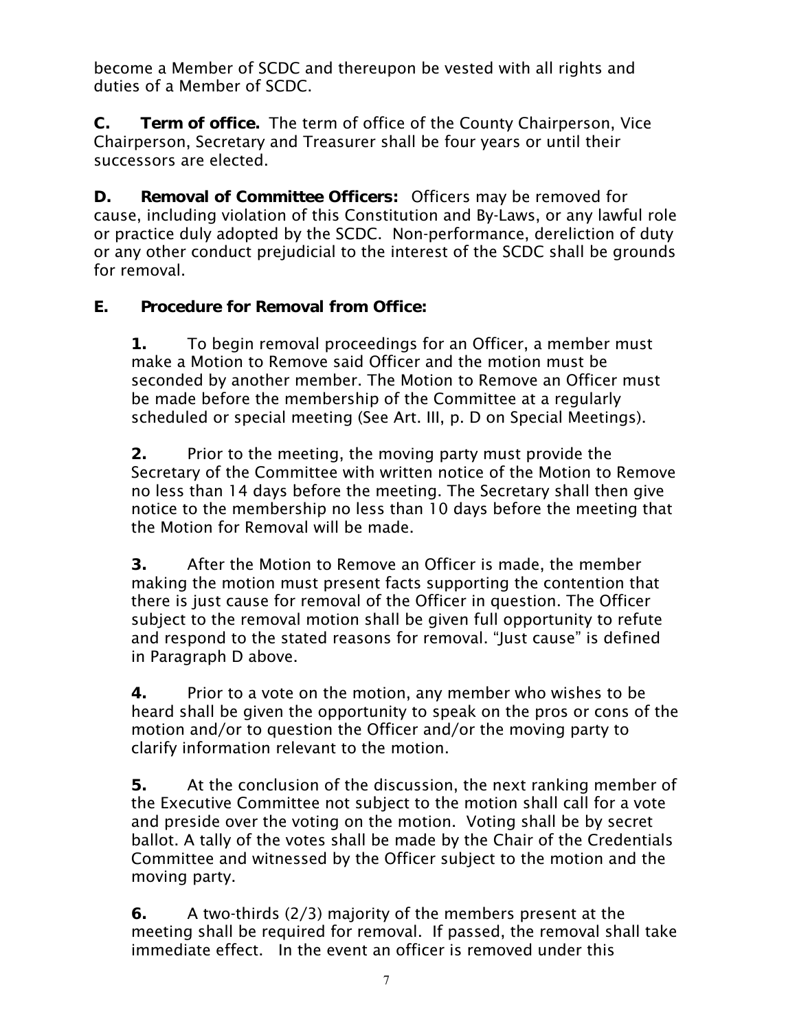become a Member of SCDC and thereupon be vested with all rights and duties of a Member of SCDC.

**C. Term of office.** The term of office of the County Chairperson, Vice Chairperson, Secretary and Treasurer shall be four years or until their successors are elected.

**D. Removal of Committee Officers:** Officers may be removed for cause, including violation of this Constitution and By-Laws, or any lawful role or practice duly adopted by the SCDC. Non-performance, dereliction of duty or any other conduct prejudicial to the interest of the SCDC shall be grounds for removal.

**E. Procedure for Removal from Office:**

**1.** To begin removal proceedings for an Officer, a member must make a Motion to Remove said Officer and the motion must be seconded by another member. The Motion to Remove an Officer must be made before the membership of the Committee at a regularly scheduled or special meeting (See Art. III, p. D on Special Meetings).

**2.** Prior to the meeting, the moving party must provide the Secretary of the Committee with written notice of the Motion to Remove no less than 14 days before the meeting. The Secretary shall then give notice to the membership no less than 10 days before the meeting that the Motion for Removal will be made.

**3.** After the Motion to Remove an Officer is made, the member making the motion must present facts supporting the contention that there is just cause for removal of the Officer in question. The Officer subject to the removal motion shall be given full opportunity to refute and respond to the stated reasons for removal. "Just cause" is defined in Paragraph D above.

**4.** Prior to a vote on the motion, any member who wishes to be heard shall be given the opportunity to speak on the pros or cons of the motion and/or to question the Officer and/or the moving party to clarify information relevant to the motion.

**5.** At the conclusion of the discussion, the next ranking member of the Executive Committee not subject to the motion shall call for a vote and preside over the voting on the motion. Voting shall be by secret ballot. A tally of the votes shall be made by the Chair of the Credentials Committee and witnessed by the Officer subject to the motion and the moving party.

**6.** A two-thirds (2/3) majority of the members present at the meeting shall be required for removal. If passed, the removal shall take immediate effect. In the event an officer is removed under this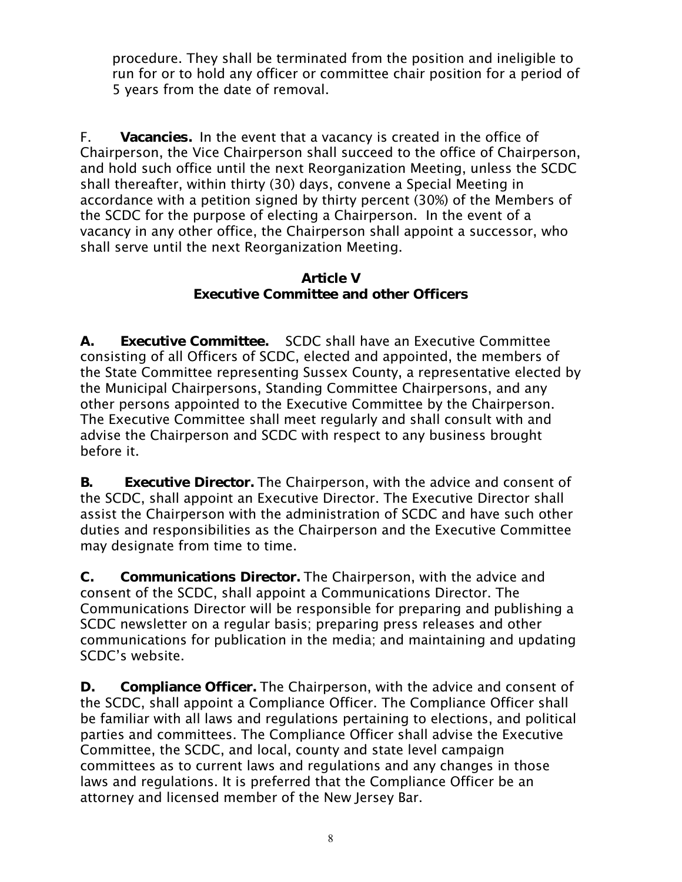procedure. They shall be terminated from the position and ineligible to run for or to hold any officer or committee chair position for a period of 5 years from the date of removal.

F. **Vacancies.** In the event that a vacancy is created in the office of Chairperson, the Vice Chairperson shall succeed to the office of Chairperson, and hold such office until the next Reorganization Meeting, unless the SCDC shall thereafter, within thirty (30) days, convene a Special Meeting in accordance with a petition signed by thirty percent (30%) of the Members of the SCDC for the purpose of electing a Chairperson. In the event of a vacancy in any other office, the Chairperson shall appoint a successor, who shall serve until the next Reorganization Meeting.

## Article V
## Executive Committee and other Officers

**A. Executive Committee.** SCDC shall have an Executive Committee consisting of all Officers of SCDC, elected and appointed, the members of the State Committee representing Sussex County, a representative elected by the Municipal Chairpersons, Standing Committee Chairpersons, and any other persons appointed to the Executive Committee by the Chairperson. The Executive Committee shall meet regularly and shall consult with and advise the Chairperson and SCDC with respect to any business brought before it.

**B. Executive Director.** The Chairperson, with the advice and consent of the SCDC, shall appoint an Executive Director. The Executive Director shall assist the Chairperson with the administration of SCDC and have such other duties and responsibilities as the Chairperson and the Executive Committee may designate from time to time.

**C. Communications Director.** The Chairperson, with the advice and consent of the SCDC, shall appoint a Communications Director. The Communications Director will be responsible for preparing and publishing a SCDC newsletter on a regular basis; preparing press releases and other communications for publication in the media; and maintaining and updating SCDC's website.

**D. Compliance Officer.** The Chairperson, with the advice and consent of the SCDC, shall appoint a Compliance Officer. The Compliance Officer shall be familiar with all laws and regulations pertaining to elections, and political parties and committees. The Compliance Officer shall advise the Executive Committee, the SCDC, and local, county and state level campaign committees as to current laws and regulations and any changes in those laws and regulations. It is preferred that the Compliance Officer be an attorney and licensed member of the New Jersey Bar.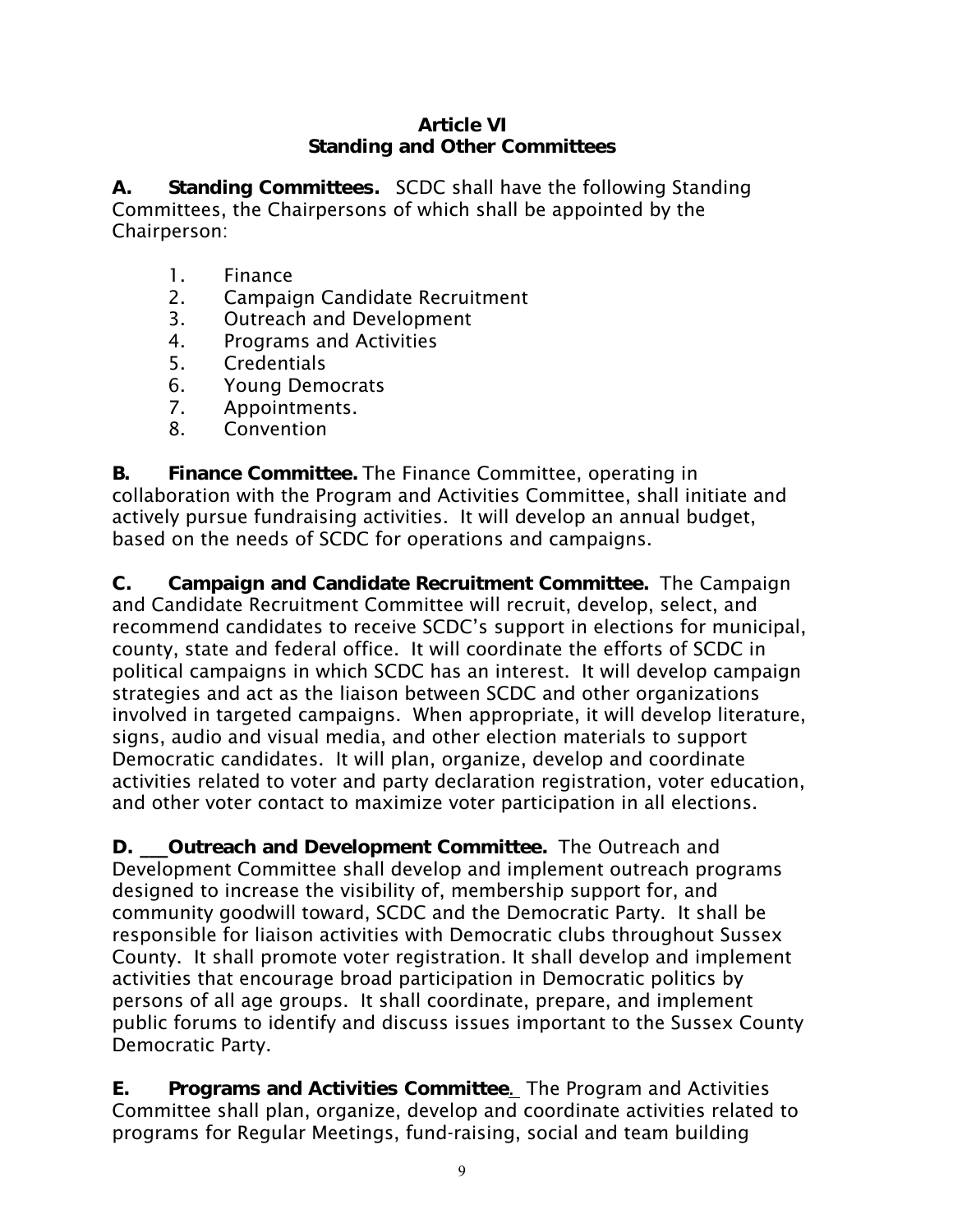## Article VI
## Standing and Other Committees

**A. Standing Committees.** SCDC shall have the following Standing Committees, the Chairpersons of which shall be appointed by the Chairperson:

1. Finance
2. Campaign Candidate Recruitment
3. Outreach and Development
4. Programs and Activities
5. Credentials
6. Young Democrats
7. Appointments.
8. Convention

**B. Finance Committee.** The Finance Committee, operating in collaboration with the Program and Activities Committee, shall initiate and actively pursue fundraising activities. It will develop an annual budget, based on the needs of SCDC for operations and campaigns.

**C. Campaign and Candidate Recruitment Committee.** The Campaign and Candidate Recruitment Committee will recruit, develop, select, and recommend candidates to receive SCDC's support in elections for municipal, county, state and federal office. It will coordinate the efforts of SCDC in political campaigns in which SCDC has an interest. It will develop campaign strategies and act as the liaison between SCDC and other organizations involved in targeted campaigns. When appropriate, it will develop literature, signs, audio and visual media, and other election materials to support Democratic candidates. It will plan, organize, develop and coordinate activities related to voter and party declaration registration, voter education, and other voter contact to maximize voter participation in all elections.

**D. Outreach and Development Committee.** The Outreach and Development Committee shall develop and implement outreach programs designed to increase the visibility of, membership support for, and community goodwill toward, SCDC and the Democratic Party. It shall be responsible for liaison activities with Democratic clubs throughout Sussex County. It shall promote voter registration. It shall develop and implement activities that encourage broad participation in Democratic politics by persons of all age groups. It shall coordinate, prepare, and implement public forums to identify and discuss issues important to the Sussex County Democratic Party.

**E. Programs and Activities Committee.** The Program and Activities Committee shall plan, organize, develop and coordinate activities related to programs for Regular Meetings, fund-raising, social and team building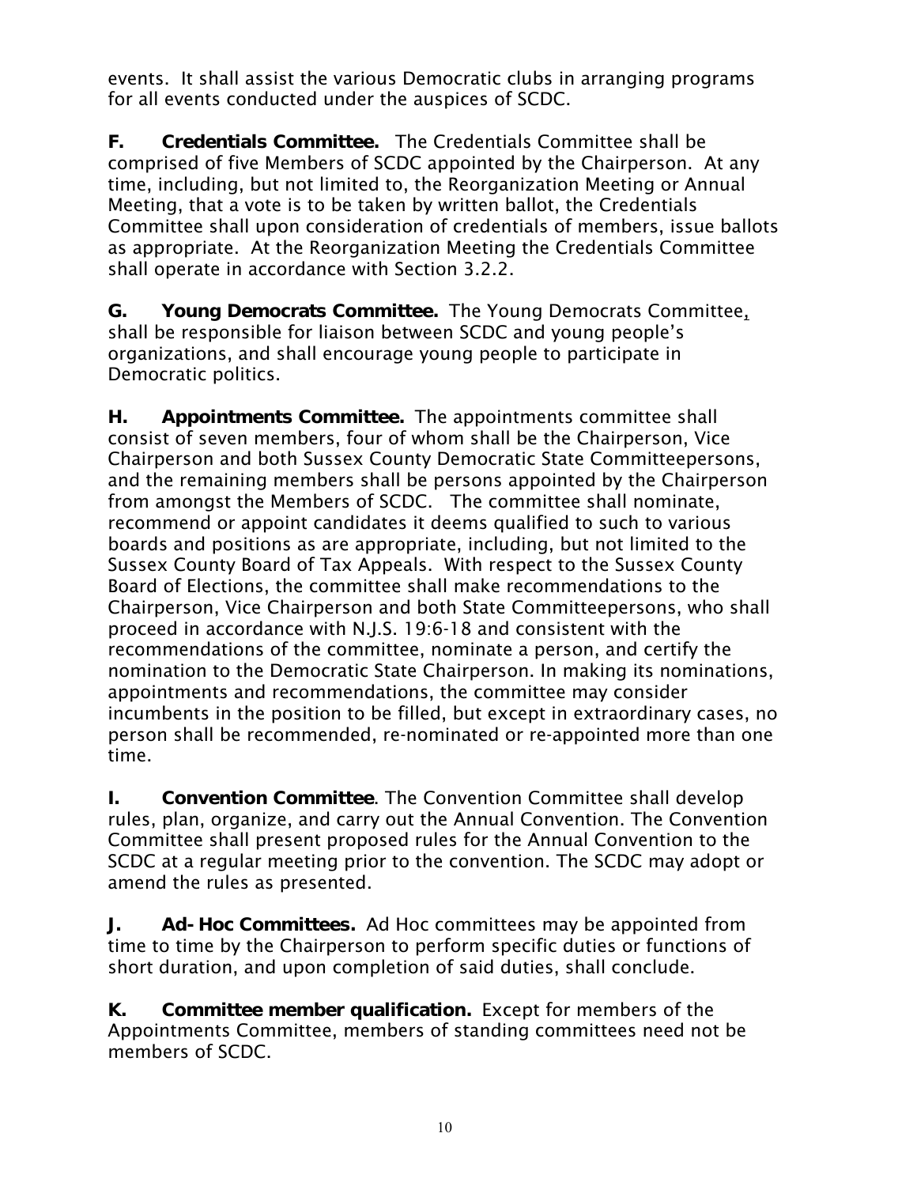events. It shall assist the various Democratic clubs in arranging programs for all events conducted under the auspices of SCDC.

**F. Credentials Committee.** The Credentials Committee shall be comprised of five Members of SCDC appointed by the Chairperson. At any time, including, but not limited to, the Reorganization Meeting or Annual Meeting, that a vote is to be taken by written ballot, the Credentials Committee shall upon consideration of credentials of members, issue ballots as appropriate. At the Reorganization Meeting the Credentials Committee shall operate in accordance with Section 3.2.2.

**G. Young Democrats Committee.** The Young Democrats Committee, shall be responsible for liaison between SCDC and young people's organizations, and shall encourage young people to participate in Democratic politics.

**H. Appointments Committee.** The appointments committee shall consist of seven members, four of whom shall be the Chairperson, Vice Chairperson and both Sussex County Democratic State Committeepersons, and the remaining members shall be persons appointed by the Chairperson from amongst the Members of SCDC. The committee shall nominate, recommend or appoint candidates it deems qualified to such to various boards and positions as are appropriate, including, but not limited to the Sussex County Board of Tax Appeals. With respect to the Sussex County Board of Elections, the committee shall make recommendations to the Chairperson, Vice Chairperson and both State Committeepersons, who shall proceed in accordance with N.J.S. 19:6-18 and consistent with the recommendations of the committee, nominate a person, and certify the nomination to the Democratic State Chairperson. In making its nominations, appointments and recommendations, the committee may consider incumbents in the position to be filled, but except in extraordinary cases, no person shall be recommended, re-nominated or re-appointed more than one time.

**I. Convention Committee**. The Convention Committee shall develop rules, plan, organize, and carry out the Annual Convention. The Convention Committee shall present proposed rules for the Annual Convention to the SCDC at a regular meeting prior to the convention. The SCDC may adopt or amend the rules as presented.

**J. Ad- Hoc Committees.** Ad Hoc committees may be appointed from time to time by the Chairperson to perform specific duties or functions of short duration, and upon completion of said duties, shall conclude.

**K. Committee member qualification.** Except for members of the Appointments Committee, members of standing committees need not be members of SCDC.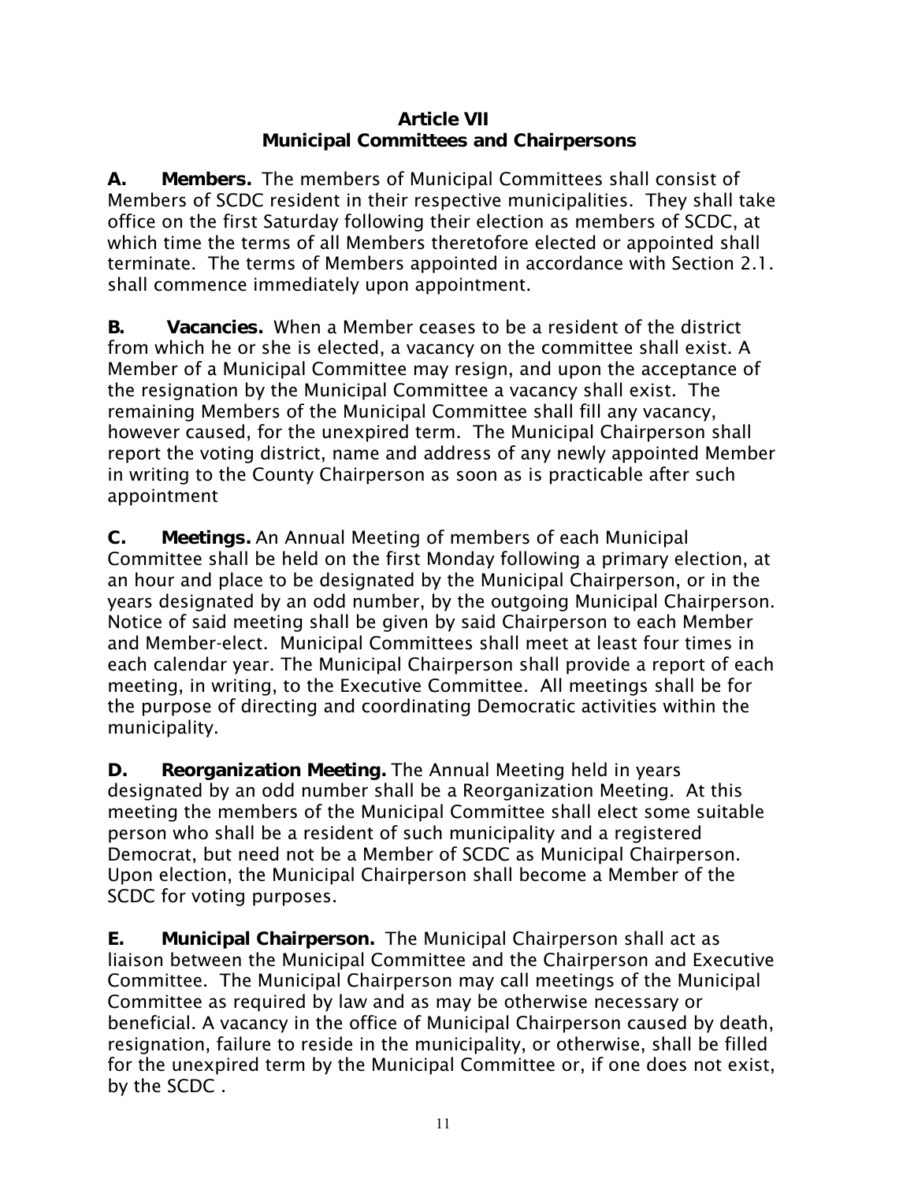## Article VII
## Municipal Committees and Chairpersons

**A. Members.** The members of Municipal Committees shall consist of Members of SCDC resident in their respective municipalities. They shall take office on the first Saturday following their election as members of SCDC, at which time the terms of all Members theretofore elected or appointed shall terminate. The terms of Members appointed in accordance with Section 2.1. shall commence immediately upon appointment.

**B. Vacancies.** When a Member ceases to be a resident of the district from which he or she is elected, a vacancy on the committee shall exist. A Member of a Municipal Committee may resign, and upon the acceptance of the resignation by the Municipal Committee a vacancy shall exist. The remaining Members of the Municipal Committee shall fill any vacancy, however caused, for the unexpired term. The Municipal Chairperson shall report the voting district, name and address of any newly appointed Member in writing to the County Chairperson as soon as is practicable after such appointment

**C. Meetings.** An Annual Meeting of members of each Municipal Committee shall be held on the first Monday following a primary election, at an hour and place to be designated by the Municipal Chairperson, or in the years designated by an odd number, by the outgoing Municipal Chairperson. Notice of said meeting shall be given by said Chairperson to each Member and Member-elect. Municipal Committees shall meet at least four times in each calendar year. The Municipal Chairperson shall provide a report of each meeting, in writing, to the Executive Committee. All meetings shall be for the purpose of directing and coordinating Democratic activities within the municipality.

**D. Reorganization Meeting.** The Annual Meeting held in years designated by an odd number shall be a Reorganization Meeting. At this meeting the members of the Municipal Committee shall elect some suitable person who shall be a resident of such municipality and a registered Democrat, but need not be a Member of SCDC as Municipal Chairperson. Upon election, the Municipal Chairperson shall become a Member of the SCDC for voting purposes.

**E. Municipal Chairperson.** The Municipal Chairperson shall act as liaison between the Municipal Committee and the Chairperson and Executive Committee. The Municipal Chairperson may call meetings of the Municipal Committee as required by law and as may be otherwise necessary or beneficial. A vacancy in the office of Municipal Chairperson caused by death, resignation, failure to reside in the municipality, or otherwise, shall be filled for the unexpired term by the Municipal Committee or, if one does not exist, by the SCDC .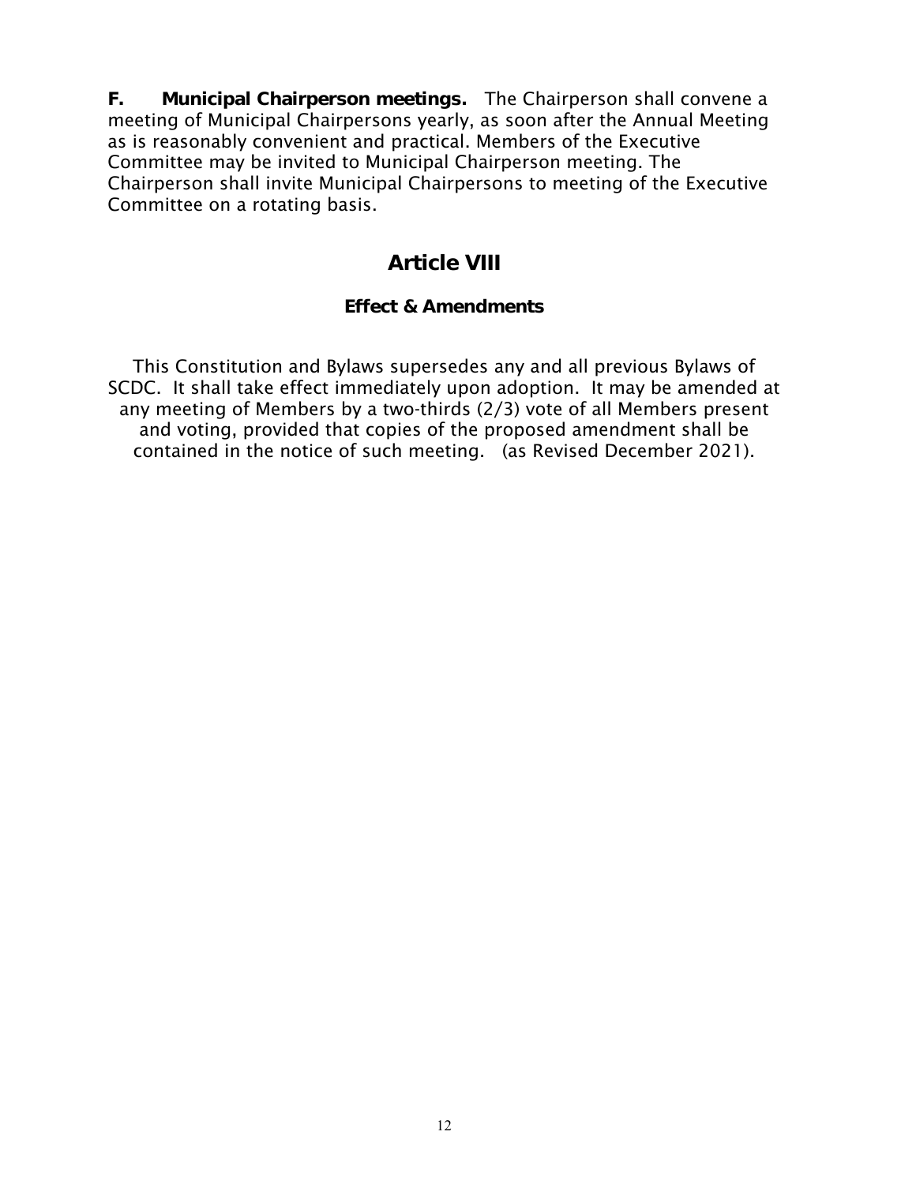**F. Municipal Chairperson meetings.** The Chairperson shall convene a meeting of Municipal Chairpersons yearly, as soon after the Annual Meeting as is reasonably convenient and practical. Members of the Executive Committee may be invited to Municipal Chairperson meeting. The Chairperson shall invite Municipal Chairpersons to meeting of the Executive Committee on a rotating basis.

# Article VIII

## Effect & Amendments

This Constitution and Bylaws supersedes any and all previous Bylaws of SCDC. It shall take effect immediately upon adoption. It may be amended at any meeting of Members by a two-thirds (2/3) vote of all Members present and voting, provided that copies of the proposed amendment shall be contained in the notice of such meeting. (as Revised December 2021).